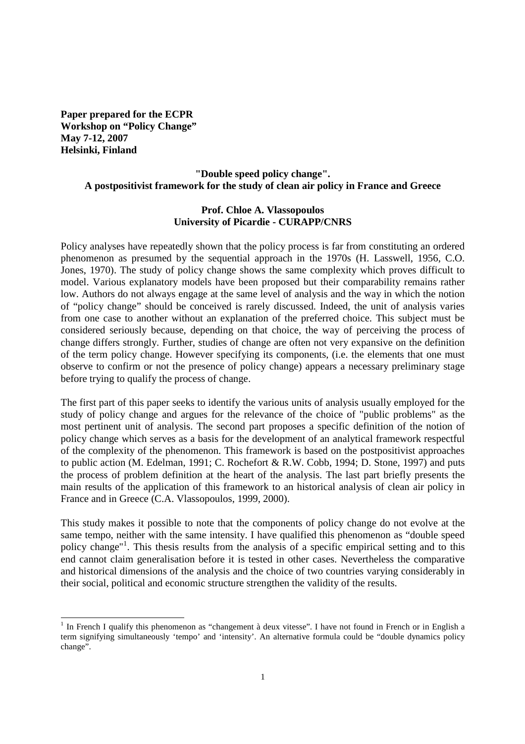**Paper prepared for the ECPR**
**Workshop on "Policy Change"**
**May 7-12, 2007**
**Helsinki, Finland**

# "Double speed policy change". A postpositivist framework for the study of clean air policy in France and Greece

**Prof. Chloe A. Vlassopoulos**
**University of Picardie - CURAPP/CNRS**

Policy analyses have repeatedly shown that the policy process is far from constituting an ordered phenomenon as presumed by the sequential approach in the 1970s (H. Lasswell, 1956, C.O. Jones, 1970). The study of policy change shows the same complexity which proves difficult to model. Various explanatory models have been proposed but their comparability remains rather low. Authors do not always engage at the same level of analysis and the way in which the notion of "policy change" should be conceived is rarely discussed. Indeed, the unit of analysis varies from one case to another without an explanation of the preferred choice. This subject must be considered seriously because, depending on that choice, the way of perceiving the process of change differs strongly. Further, studies of change are often not very expansive on the definition of the term policy change. However specifying its components, (i.e. the elements that one must observe to confirm or not the presence of policy change) appears a necessary preliminary stage before trying to qualify the process of change.

The first part of this paper seeks to identify the various units of analysis usually employed for the study of policy change and argues for the relevance of the choice of "public problems" as the most pertinent unit of analysis. The second part proposes a specific definition of the notion of policy change which serves as a basis for the development of an analytical framework respectful of the complexity of the phenomenon. This framework is based on the postpositivist approaches to public action (M. Edelman, 1991; C. Rochefort & R.W. Cobb, 1994; D. Stone, 1997) and puts the process of problem definition at the heart of the analysis. The last part briefly presents the main results of the application of this framework to an historical analysis of clean air policy in France and in Greece (C.A. Vlassopoulos, 1999, 2000).

This study makes it possible to note that the components of policy change do not evolve at the same tempo, neither with the same intensity. I have qualified this phenomenon as "double speed policy change"[1]. This thesis results from the analysis of a specific empirical setting and to this end cannot claim generalisation before it is tested in other cases. Nevertheless the comparative and historical dimensions of the analysis and the choice of two countries varying considerably in their social, political and economic structure strengthen the validity of the results.

[1] In French I qualify this phenomenon as "changement à deux vitesse". I have not found in French or in English a term signifying simultaneously 'tempo' and 'intensity'. An alternative formula could be "double dynamics policy change".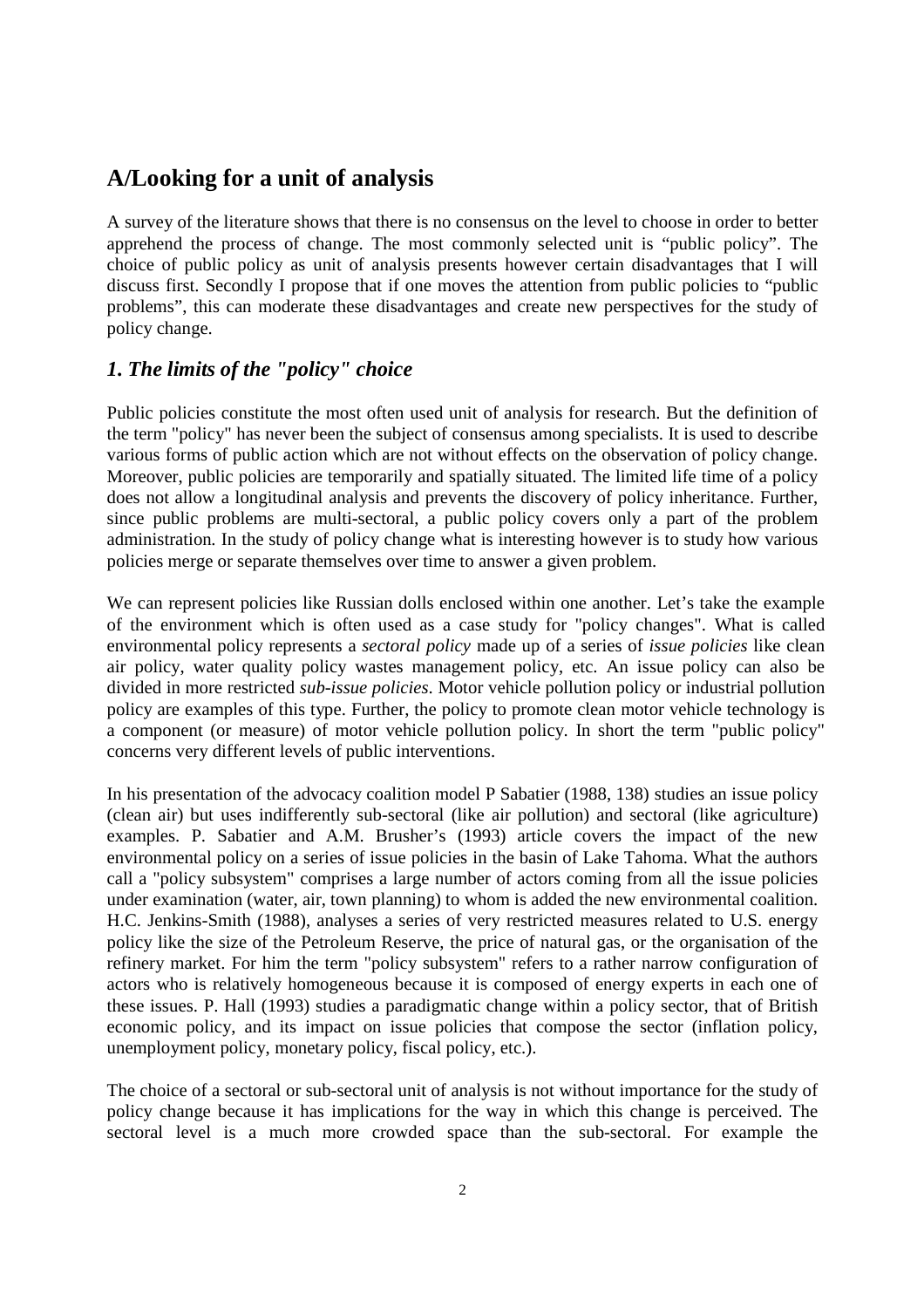## A/Looking for a unit of analysis

A survey of the literature shows that there is no consensus on the level to choose in order to better apprehend the process of change. The most commonly selected unit is "public policy". The choice of public policy as unit of analysis presents however certain disadvantages that I will discuss first. Secondly I propose that if one moves the attention from public policies to "public problems", this can moderate these disadvantages and create new perspectives for the study of policy change.

### *1. The limits of the "policy" choice*

Public policies constitute the most often used unit of analysis for research. But the definition of the term "policy" has never been the subject of consensus among specialists. It is used to describe various forms of public action which are not without effects on the observation of policy change. Moreover, public policies are temporarily and spatially situated. The limited life time of a policy does not allow a longitudinal analysis and prevents the discovery of policy inheritance. Further, since public problems are multi-sectoral, a public policy covers only a part of the problem administration. In the study of policy change what is interesting however is to study how various policies merge or separate themselves over time to answer a given problem.

We can represent policies like Russian dolls enclosed within one another. Let's take the example of the environment which is often used as a case study for "policy changes". What is called environmental policy represents a *sectoral policy* made up of a series of *issue policies* like clean air policy, water quality policy wastes management policy, etc. An issue policy can also be divided in more restricted *sub-issue policies*. Motor vehicle pollution policy or industrial pollution policy are examples of this type. Further, the policy to promote clean motor vehicle technology is a component (or measure) of motor vehicle pollution policy. In short the term "public policy" concerns very different levels of public interventions.

In his presentation of the advocacy coalition model P Sabatier (1988, 138) studies an issue policy (clean air) but uses indifferently sub-sectoral (like air pollution) and sectoral (like agriculture) examples. P. Sabatier and A.M. Brusher's (1993) article covers the impact of the new environmental policy on a series of issue policies in the basin of Lake Tahoma. What the authors call a "policy subsystem" comprises a large number of actors coming from all the issue policies under examination (water, air, town planning) to whom is added the new environmental coalition. H.C. Jenkins-Smith (1988), analyses a series of very restricted measures related to U.S. energy policy like the size of the Petroleum Reserve, the price of natural gas, or the organisation of the refinery market. For him the term "policy subsystem" refers to a rather narrow configuration of actors who is relatively homogeneous because it is composed of energy experts in each one of these issues. P. Hall (1993) studies a paradigmatic change within a policy sector, that of British economic policy, and its impact on issue policies that compose the sector (inflation policy, unemployment policy, monetary policy, fiscal policy, etc.).

The choice of a sectoral or sub-sectoral unit of analysis is not without importance for the study of policy change because it has implications for the way in which this change is perceived. The sectoral level is a much more crowded space than the sub-sectoral. For example the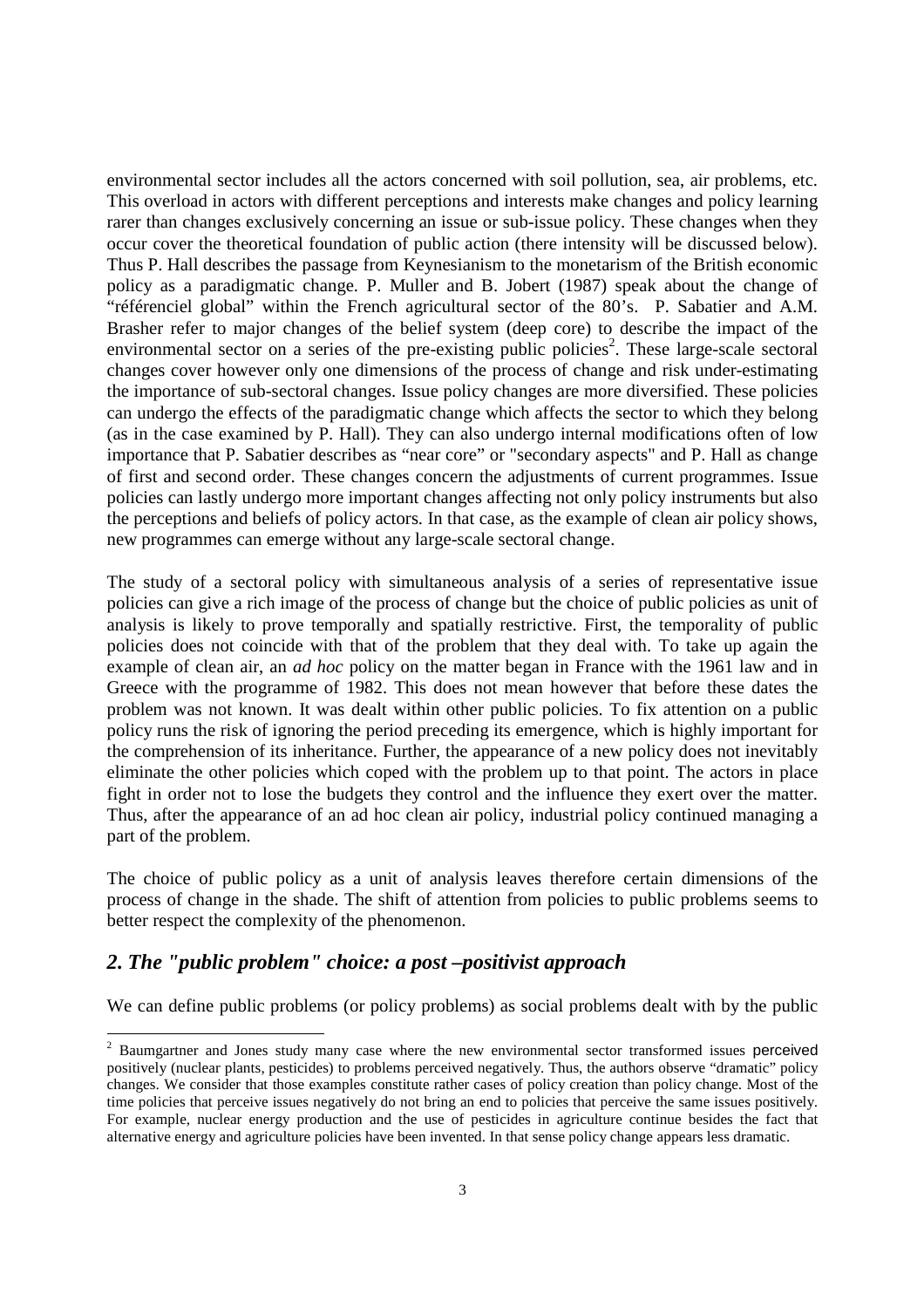environmental sector includes all the actors concerned with soil pollution, sea, air problems, etc. This overload in actors with different perceptions and interests make changes and policy learning rarer than changes exclusively concerning an issue or sub-issue policy. These changes when they occur cover the theoretical foundation of public action (there intensity will be discussed below). Thus P. Hall describes the passage from Keynesianism to the monetarism of the British economic policy as a paradigmatic change. P. Muller and B. Jobert (1987) speak about the change of "référenciel global" within the French agricultural sector of the 80's. P. Sabatier and A.M. Brasher refer to major changes of the belief system (deep core) to describe the impact of the environmental sector on a series of the pre-existing public policies[2]. These large-scale sectoral changes cover however only one dimensions of the process of change and risk under-estimating the importance of sub-sectoral changes. Issue policy changes are more diversified. These policies can undergo the effects of the paradigmatic change which affects the sector to which they belong (as in the case examined by P. Hall). They can also undergo internal modifications often of low importance that P. Sabatier describes as "near core" or "secondary aspects" and P. Hall as change of first and second order. These changes concern the adjustments of current programmes. Issue policies can lastly undergo more important changes affecting not only policy instruments but also the perceptions and beliefs of policy actors. In that case, as the example of clean air policy shows, new programmes can emerge without any large-scale sectoral change.

The study of a sectoral policy with simultaneous analysis of a series of representative issue policies can give a rich image of the process of change but the choice of public policies as unit of analysis is likely to prove temporally and spatially restrictive. First, the temporality of public policies does not coincide with that of the problem that they deal with. To take up again the example of clean air, an *ad hoc* policy on the matter began in France with the 1961 law and in Greece with the programme of 1982. This does not mean however that before these dates the problem was not known. It was dealt within other public policies. To fix attention on a public policy runs the risk of ignoring the period preceding its emergence, which is highly important for the comprehension of its inheritance. Further, the appearance of a new policy does not inevitably eliminate the other policies which coped with the problem up to that point. The actors in place fight in order not to lose the budgets they control and the influence they exert over the matter. Thus, after the appearance of an ad hoc clean air policy, industrial policy continued managing a part of the problem.

The choice of public policy as a unit of analysis leaves therefore certain dimensions of the process of change in the shade. The shift of attention from policies to public problems seems to better respect the complexity of the phenomenon.

## *2. The "public problem" choice: a post –positivist approach*

We can define public problems (or policy problems) as social problems dealt with by the public

---

[2] Baumgartner and Jones study many case where the new environmental sector transformed issues perceived positively (nuclear plants, pesticides) to problems perceived negatively. Thus, the authors observe "dramatic" policy changes. We consider that those examples constitute rather cases of policy creation than policy change. Most of the time policies that perceive issues negatively do not bring an end to policies that perceive the same issues positively. For example, nuclear energy production and the use of pesticides in agriculture continue besides the fact that alternative energy and agriculture policies have been invented. In that sense policy change appears less dramatic.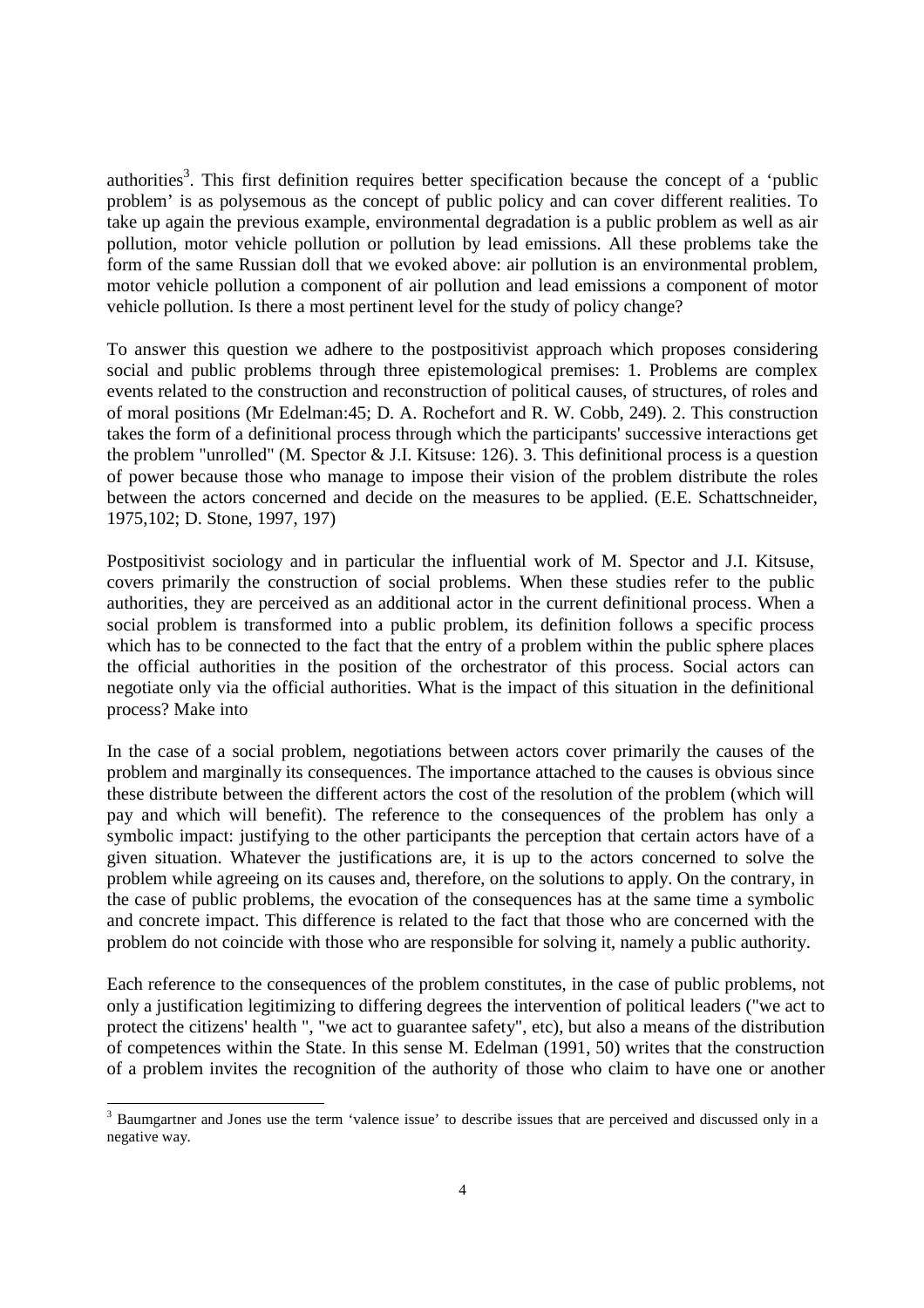authorities[3]. This first definition requires better specification because the concept of a 'public problem' is as polysemous as the concept of public policy and can cover different realities. To take up again the previous example, environmental degradation is a public problem as well as air pollution, motor vehicle pollution or pollution by lead emissions. All these problems take the form of the same Russian doll that we evoked above: air pollution is an environmental problem, motor vehicle pollution a component of air pollution and lead emissions a component of motor vehicle pollution. Is there a most pertinent level for the study of policy change?

To answer this question we adhere to the postpositivist approach which proposes considering social and public problems through three epistemological premises: 1. Problems are complex events related to the construction and reconstruction of political causes, of structures, of roles and of moral positions (Mr Edelman:45; D. A. Rochefort and R. W. Cobb, 249). 2. This construction takes the form of a definitional process through which the participants' successive interactions get the problem "unrolled" (M. Spector & J.I. Kitsuse: 126). 3. This definitional process is a question of power because those who manage to impose their vision of the problem distribute the roles between the actors concerned and decide on the measures to be applied. (E.E. Schattschneider, 1975,102; D. Stone, 1997, 197)

Postpositivist sociology and in particular the influential work of M. Spector and J.I. Kitsuse, covers primarily the construction of social problems. When these studies refer to the public authorities, they are perceived as an additional actor in the current definitional process. When a social problem is transformed into a public problem, its definition follows a specific process which has to be connected to the fact that the entry of a problem within the public sphere places the official authorities in the position of the orchestrator of this process. Social actors can negotiate only via the official authorities. What is the impact of this situation in the definitional process? Make into

In the case of a social problem, negotiations between actors cover primarily the causes of the problem and marginally its consequences. The importance attached to the causes is obvious since these distribute between the different actors the cost of the resolution of the problem (which will pay and which will benefit). The reference to the consequences of the problem has only a symbolic impact: justifying to the other participants the perception that certain actors have of a given situation. Whatever the justifications are, it is up to the actors concerned to solve the problem while agreeing on its causes and, therefore, on the solutions to apply. On the contrary, in the case of public problems, the evocation of the consequences has at the same time a symbolic and concrete impact. This difference is related to the fact that those who are concerned with the problem do not coincide with those who are responsible for solving it, namely a public authority.

Each reference to the consequences of the problem constitutes, in the case of public problems, not only a justification legitimizing to differing degrees the intervention of political leaders ("we act to protect the citizens' health ", "we act to guarantee safety", etc), but also a means of the distribution of competences within the State. In this sense M. Edelman (1991, 50) writes that the construction of a problem invites the recognition of the authority of those who claim to have one or another

[3] Baumgartner and Jones use the term 'valence issue' to describe issues that are perceived and discussed only in a negative way.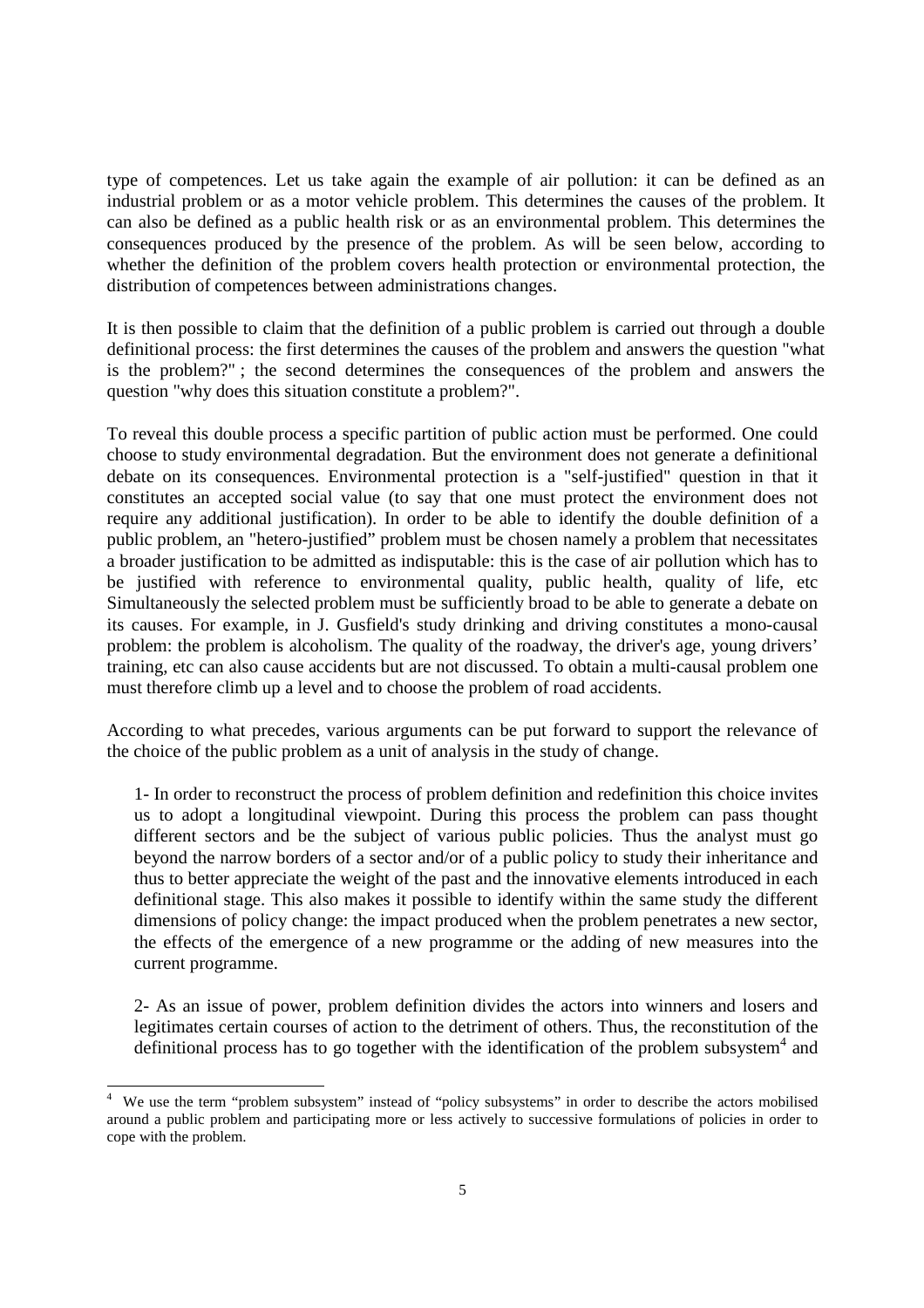type of competences. Let us take again the example of air pollution: it can be defined as an industrial problem or as a motor vehicle problem. This determines the causes of the problem. It can also be defined as a public health risk or as an environmental problem. This determines the consequences produced by the presence of the problem. As will be seen below, according to whether the definition of the problem covers health protection or environmental protection, the distribution of competences between administrations changes.

It is then possible to claim that the definition of a public problem is carried out through a double definitional process: the first determines the causes of the problem and answers the question "what is the problem?" ; the second determines the consequences of the problem and answers the question "why does this situation constitute a problem?".

To reveal this double process a specific partition of public action must be performed. One could choose to study environmental degradation. But the environment does not generate a definitional debate on its consequences. Environmental protection is a "self-justified" question in that it constitutes an accepted social value (to say that one must protect the environment does not require any additional justification). In order to be able to identify the double definition of a public problem, an "hetero-justified" problem must be chosen namely a problem that necessitates a broader justification to be admitted as indisputable: this is the case of air pollution which has to be justified with reference to environmental quality, public health, quality of life, etc Simultaneously the selected problem must be sufficiently broad to be able to generate a debate on its causes. For example, in J. Gusfield's study drinking and driving constitutes a mono-causal problem: the problem is alcoholism. The quality of the roadway, the driver's age, young drivers' training, etc can also cause accidents but are not discussed. To obtain a multi-causal problem one must therefore climb up a level and to choose the problem of road accidents.

According to what precedes, various arguments can be put forward to support the relevance of the choice of the public problem as a unit of analysis in the study of change.

1- In order to reconstruct the process of problem definition and redefinition this choice invites us to adopt a longitudinal viewpoint. During this process the problem can pass thought different sectors and be the subject of various public policies. Thus the analyst must go beyond the narrow borders of a sector and/or of a public policy to study their inheritance and thus to better appreciate the weight of the past and the innovative elements introduced in each definitional stage. This also makes it possible to identify within the same study the different dimensions of policy change: the impact produced when the problem penetrates a new sector, the effects of the emergence of a new programme or the adding of new measures into the current programme.

2- As an issue of power, problem definition divides the actors into winners and losers and legitimates certain courses of action to the detriment of others. Thus, the reconstitution of the definitional process has to go together with the identification of the problem subsystem[4] and

[4] We use the term "problem subsystem" instead of "policy subsystems" in order to describe the actors mobilised around a public problem and participating more or less actively to successive formulations of policies in order to cope with the problem.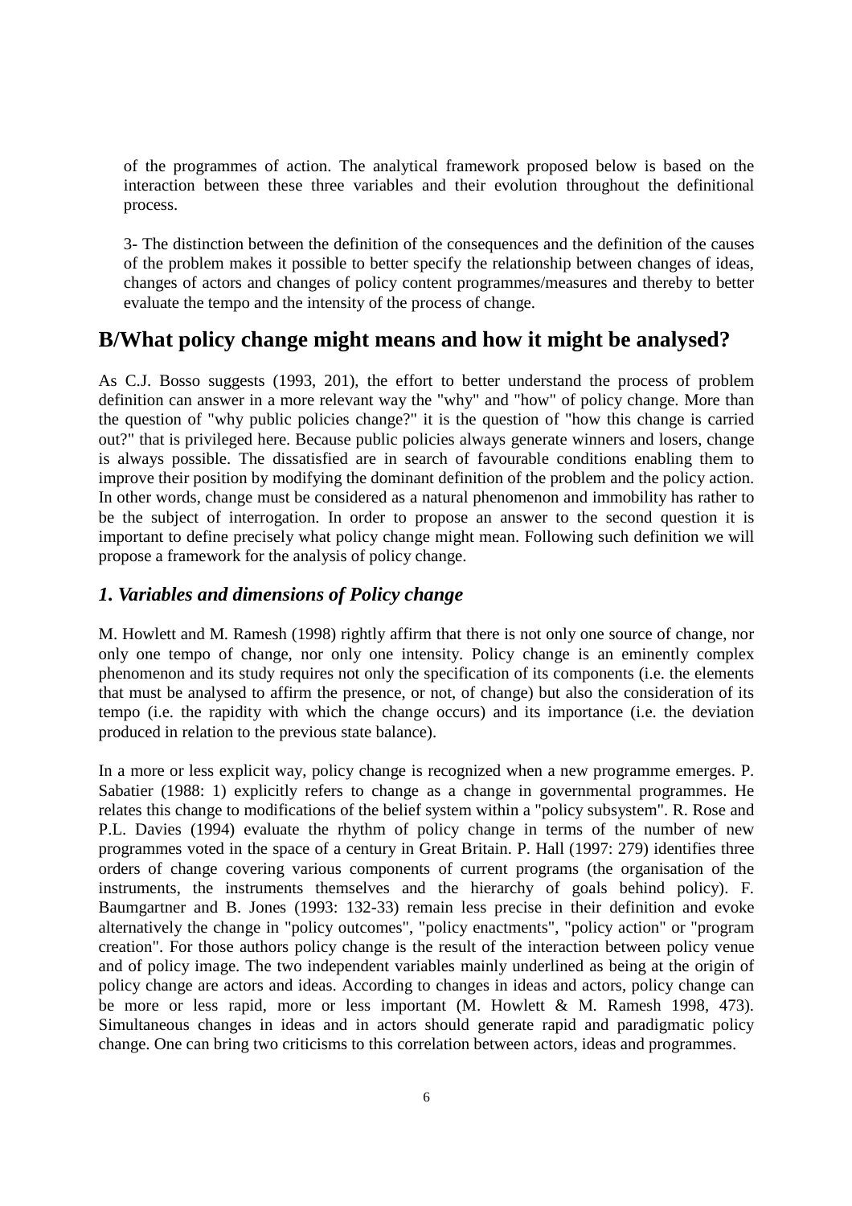of the programmes of action. The analytical framework proposed below is based on the interaction between these three variables and their evolution throughout the definitional process.

3- The distinction between the definition of the consequences and the definition of the causes of the problem makes it possible to better specify the relationship between changes of ideas, changes of actors and changes of policy content programmes/measures and thereby to better evaluate the tempo and the intensity of the process of change.

## B/What policy change might means and how it might be analysed?

As C.J. Bosso suggests (1993, 201), the effort to better understand the process of problem definition can answer in a more relevant way the "why" and "how" of policy change. More than the question of "why public policies change?" it is the question of "how this change is carried out?" that is privileged here. Because public policies always generate winners and losers, change is always possible. The dissatisfied are in search of favourable conditions enabling them to improve their position by modifying the dominant definition of the problem and the policy action. In other words, change must be considered as a natural phenomenon and immobility has rather to be the subject of interrogation. In order to propose an answer to the second question it is important to define precisely what policy change might mean. Following such definition we will propose a framework for the analysis of policy change.

### *1. Variables and dimensions of Policy change*

M. Howlett and M. Ramesh (1998) rightly affirm that there is not only one source of change, nor only one tempo of change, nor only one intensity. Policy change is an eminently complex phenomenon and its study requires not only the specification of its components (i.e. the elements that must be analysed to affirm the presence, or not, of change) but also the consideration of its tempo (i.e. the rapidity with which the change occurs) and its importance (i.e. the deviation produced in relation to the previous state balance).

In a more or less explicit way, policy change is recognized when a new programme emerges. P. Sabatier (1988: 1) explicitly refers to change as a change in governmental programmes. He relates this change to modifications of the belief system within a "policy subsystem". R. Rose and P.L. Davies (1994) evaluate the rhythm of policy change in terms of the number of new programmes voted in the space of a century in Great Britain. P. Hall (1997: 279) identifies three orders of change covering various components of current programs (the organisation of the instruments, the instruments themselves and the hierarchy of goals behind policy). F. Baumgartner and B. Jones (1993: 132-33) remain less precise in their definition and evoke alternatively the change in "policy outcomes", "policy enactments", "policy action" or "program creation". For those authors policy change is the result of the interaction between policy venue and of policy image. The two independent variables mainly underlined as being at the origin of policy change are actors and ideas. According to changes in ideas and actors, policy change can be more or less rapid, more or less important (M. Howlett & M. Ramesh 1998, 473). Simultaneous changes in ideas and in actors should generate rapid and paradigmatic policy change. One can bring two criticisms to this correlation between actors, ideas and programmes.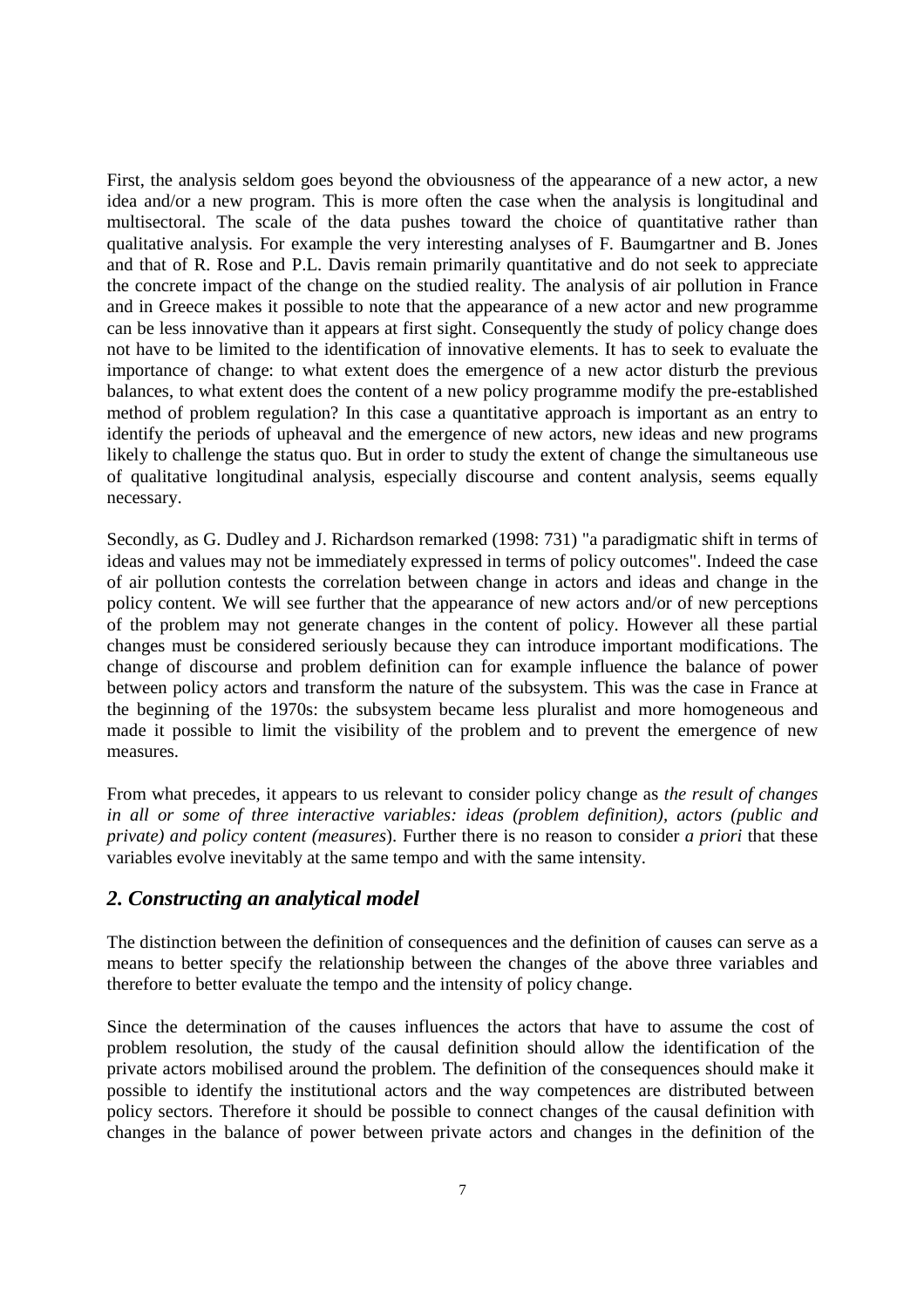First, the analysis seldom goes beyond the obviousness of the appearance of a new actor, a new idea and/or a new program. This is more often the case when the analysis is longitudinal and multisectoral. The scale of the data pushes toward the choice of quantitative rather than qualitative analysis. For example the very interesting analyses of F. Baumgartner and B. Jones and that of R. Rose and P.L. Davis remain primarily quantitative and do not seek to appreciate the concrete impact of the change on the studied reality. The analysis of air pollution in France and in Greece makes it possible to note that the appearance of a new actor and new programme can be less innovative than it appears at first sight. Consequently the study of policy change does not have to be limited to the identification of innovative elements. It has to seek to evaluate the importance of change: to what extent does the emergence of a new actor disturb the previous balances, to what extent does the content of a new policy programme modify the pre-established method of problem regulation? In this case a quantitative approach is important as an entry to identify the periods of upheaval and the emergence of new actors, new ideas and new programs likely to challenge the status quo. But in order to study the extent of change the simultaneous use of qualitative longitudinal analysis, especially discourse and content analysis, seems equally necessary.

Secondly, as G. Dudley and J. Richardson remarked (1998: 731) "a paradigmatic shift in terms of ideas and values may not be immediately expressed in terms of policy outcomes". Indeed the case of air pollution contests the correlation between change in actors and ideas and change in the policy content. We will see further that the appearance of new actors and/or of new perceptions of the problem may not generate changes in the content of policy. However all these partial changes must be considered seriously because they can introduce important modifications. The change of discourse and problem definition can for example influence the balance of power between policy actors and transform the nature of the subsystem. This was the case in France at the beginning of the 1970s: the subsystem became less pluralist and more homogeneous and made it possible to limit the visibility of the problem and to prevent the emergence of new measures.

From what precedes, it appears to us relevant to consider policy change as *the result of changes in all or some of three interactive variables: ideas (problem definition), actors (public and private) and policy content (measures*). Further there is no reason to consider *a priori* that these variables evolve inevitably at the same tempo and with the same intensity.

## *2. Constructing an analytical model*

The distinction between the definition of consequences and the definition of causes can serve as a means to better specify the relationship between the changes of the above three variables and therefore to better evaluate the tempo and the intensity of policy change.

Since the determination of the causes influences the actors that have to assume the cost of problem resolution, the study of the causal definition should allow the identification of the private actors mobilised around the problem. The definition of the consequences should make it possible to identify the institutional actors and the way competences are distributed between policy sectors. Therefore it should be possible to connect changes of the causal definition with changes in the balance of power between private actors and changes in the definition of the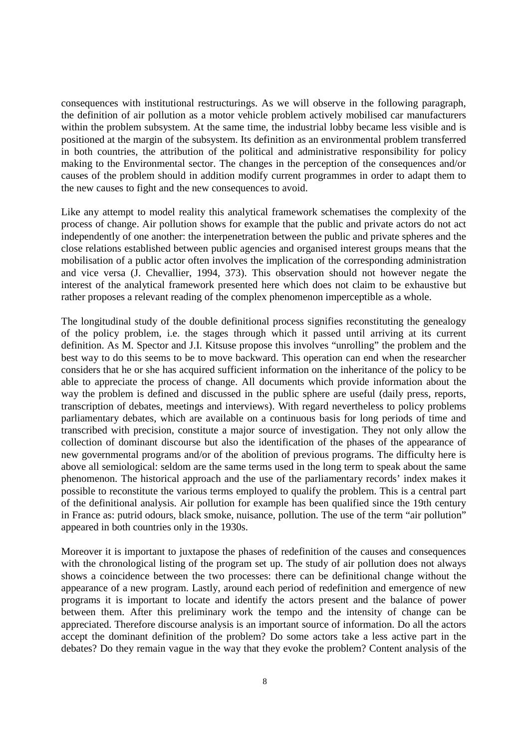consequences with institutional restructurings. As we will observe in the following paragraph, the definition of air pollution as a motor vehicle problem actively mobilised car manufacturers within the problem subsystem. At the same time, the industrial lobby became less visible and is positioned at the margin of the subsystem. Its definition as an environmental problem transferred in both countries, the attribution of the political and administrative responsibility for policy making to the Environmental sector. The changes in the perception of the consequences and/or causes of the problem should in addition modify current programmes in order to adapt them to the new causes to fight and the new consequences to avoid.

Like any attempt to model reality this analytical framework schematises the complexity of the process of change. Air pollution shows for example that the public and private actors do not act independently of one another: the interpenetration between the public and private spheres and the close relations established between public agencies and organised interest groups means that the mobilisation of a public actor often involves the implication of the corresponding administration and vice versa (J. Chevallier, 1994, 373). This observation should not however negate the interest of the analytical framework presented here which does not claim to be exhaustive but rather proposes a relevant reading of the complex phenomenon imperceptible as a whole.

The longitudinal study of the double definitional process signifies reconstituting the genealogy of the policy problem, i.e. the stages through which it passed until arriving at its current definition. As M. Spector and J.I. Kitsuse propose this involves "unrolling" the problem and the best way to do this seems to be to move backward. This operation can end when the researcher considers that he or she has acquired sufficient information on the inheritance of the policy to be able to appreciate the process of change. All documents which provide information about the way the problem is defined and discussed in the public sphere are useful (daily press, reports, transcription of debates, meetings and interviews). With regard nevertheless to policy problems parliamentary debates, which are available on a continuous basis for long periods of time and transcribed with precision, constitute a major source of investigation. They not only allow the collection of dominant discourse but also the identification of the phases of the appearance of new governmental programs and/or of the abolition of previous programs. The difficulty here is above all semiological: seldom are the same terms used in the long term to speak about the same phenomenon. The historical approach and the use of the parliamentary records' index makes it possible to reconstitute the various terms employed to qualify the problem. This is a central part of the definitional analysis. Air pollution for example has been qualified since the 19th century in France as: putrid odours, black smoke, nuisance, pollution. The use of the term "air pollution" appeared in both countries only in the 1930s.

Moreover it is important to juxtapose the phases of redefinition of the causes and consequences with the chronological listing of the program set up. The study of air pollution does not always shows a coincidence between the two processes: there can be definitional change without the appearance of a new program. Lastly, around each period of redefinition and emergence of new programs it is important to locate and identify the actors present and the balance of power between them. After this preliminary work the tempo and the intensity of change can be appreciated. Therefore discourse analysis is an important source of information. Do all the actors accept the dominant definition of the problem? Do some actors take a less active part in the debates? Do they remain vague in the way that they evoke the problem? Content analysis of the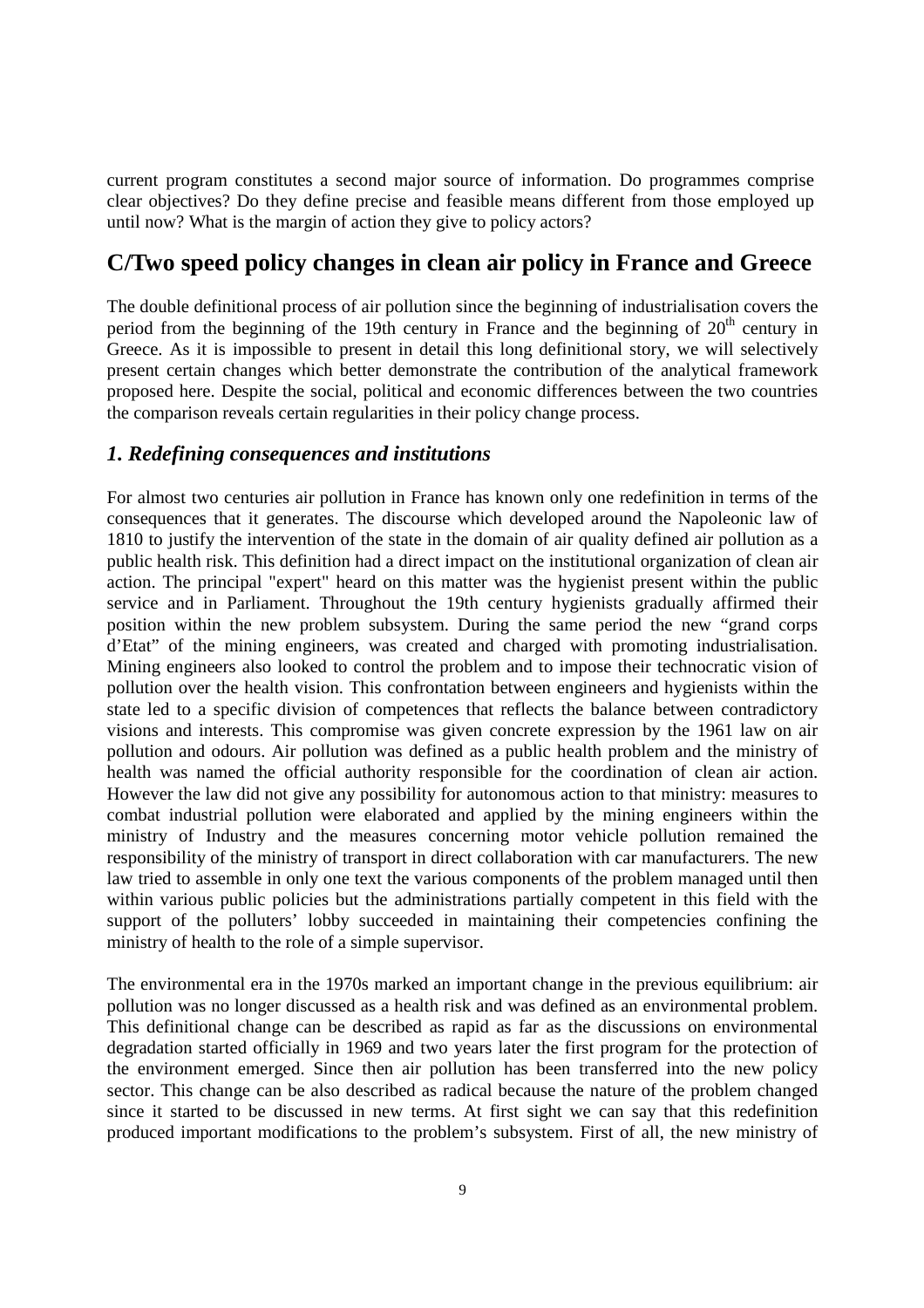current program constitutes a second major source of information. Do programmes comprise clear objectives? Do they define precise and feasible means different from those employed up until now? What is the margin of action they give to policy actors?

## C/Two speed policy changes in clean air policy in France and Greece

The double definitional process of air pollution since the beginning of industrialisation covers the period from the beginning of the 19th century in France and the beginning of $20^{th}$ century in Greece. As it is impossible to present in detail this long definitional story, we will selectively present certain changes which better demonstrate the contribution of the analytical framework proposed here. Despite the social, political and economic differences between the two countries the comparison reveals certain regularities in their policy change process.

### *1. Redefining consequences and institutions*

For almost two centuries air pollution in France has known only one redefinition in terms of the consequences that it generates. The discourse which developed around the Napoleonic law of 1810 to justify the intervention of the state in the domain of air quality defined air pollution as a public health risk. This definition had a direct impact on the institutional organization of clean air action. The principal "expert" heard on this matter was the hygienist present within the public service and in Parliament. Throughout the 19th century hygienists gradually affirmed their position within the new problem subsystem. During the same period the new "grand corps d'Etat" of the mining engineers, was created and charged with promoting industrialisation. Mining engineers also looked to control the problem and to impose their technocratic vision of pollution over the health vision. This confrontation between engineers and hygienists within the state led to a specific division of competences that reflects the balance between contradictory visions and interests. This compromise was given concrete expression by the 1961 law on air pollution and odours. Air pollution was defined as a public health problem and the ministry of health was named the official authority responsible for the coordination of clean air action. However the law did not give any possibility for autonomous action to that ministry: measures to combat industrial pollution were elaborated and applied by the mining engineers within the ministry of Industry and the measures concerning motor vehicle pollution remained the responsibility of the ministry of transport in direct collaboration with car manufacturers. The new law tried to assemble in only one text the various components of the problem managed until then within various public policies but the administrations partially competent in this field with the support of the polluters' lobby succeeded in maintaining their competencies confining the ministry of health to the role of a simple supervisor.

The environmental era in the 1970s marked an important change in the previous equilibrium: air pollution was no longer discussed as a health risk and was defined as an environmental problem. This definitional change can be described as rapid as far as the discussions on environmental degradation started officially in 1969 and two years later the first program for the protection of the environment emerged. Since then air pollution has been transferred into the new policy sector. This change can be also described as radical because the nature of the problem changed since it started to be discussed in new terms. At first sight we can say that this redefinition produced important modifications to the problem's subsystem. First of all, the new ministry of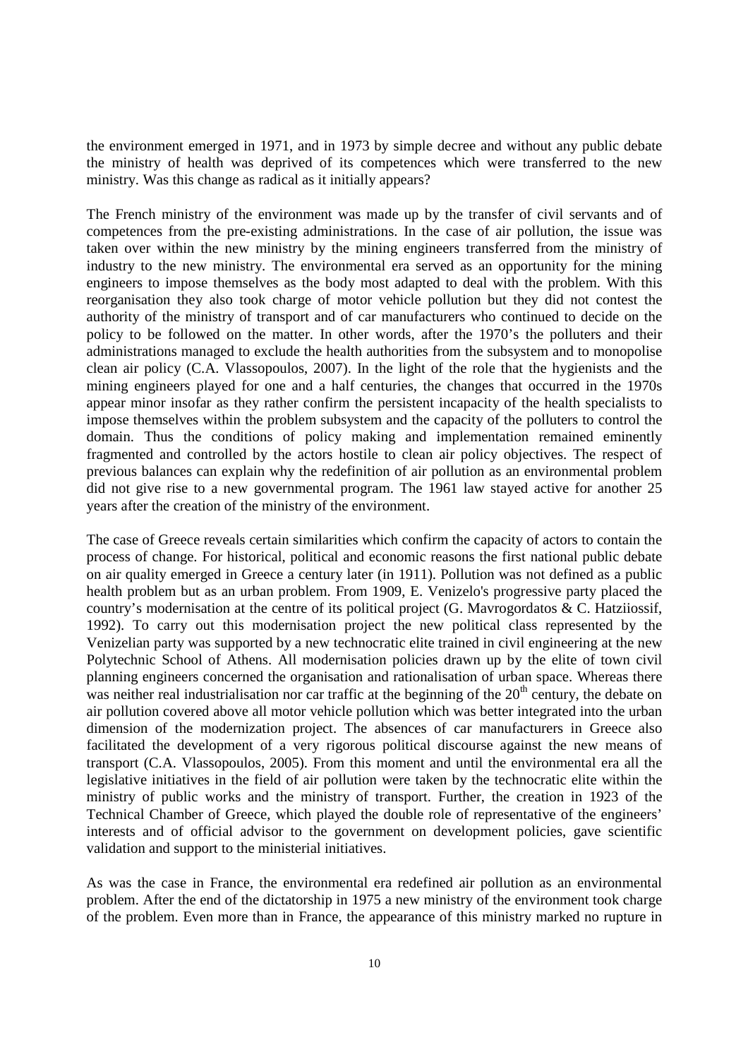the environment emerged in 1971, and in 1973 by simple decree and without any public debate the ministry of health was deprived of its competences which were transferred to the new ministry. Was this change as radical as it initially appears?

The French ministry of the environment was made up by the transfer of civil servants and of competences from the pre-existing administrations. In the case of air pollution, the issue was taken over within the new ministry by the mining engineers transferred from the ministry of industry to the new ministry. The environmental era served as an opportunity for the mining engineers to impose themselves as the body most adapted to deal with the problem. With this reorganisation they also took charge of motor vehicle pollution but they did not contest the authority of the ministry of transport and of car manufacturers who continued to decide on the policy to be followed on the matter. In other words, after the 1970's the polluters and their administrations managed to exclude the health authorities from the subsystem and to monopolise clean air policy (C.A. Vlassopoulos, 2007). In the light of the role that the hygienists and the mining engineers played for one and a half centuries, the changes that occurred in the 1970s appear minor insofar as they rather confirm the persistent incapacity of the health specialists to impose themselves within the problem subsystem and the capacity of the polluters to control the domain. Thus the conditions of policy making and implementation remained eminently fragmented and controlled by the actors hostile to clean air policy objectives. The respect of previous balances can explain why the redefinition of air pollution as an environmental problem did not give rise to a new governmental program. The 1961 law stayed active for another 25 years after the creation of the ministry of the environment.

The case of Greece reveals certain similarities which confirm the capacity of actors to contain the process of change. For historical, political and economic reasons the first national public debate on air quality emerged in Greece a century later (in 1911). Pollution was not defined as a public health problem but as an urban problem. From 1909, E. Venizelo's progressive party placed the country's modernisation at the centre of its political project (G. Mavrogordatos & C. Hatziiossif, 1992). To carry out this modernisation project the new political class represented by the Venizelian party was supported by a new technocratic elite trained in civil engineering at the new Polytechnic School of Athens. All modernisation policies drawn up by the elite of town civil planning engineers concerned the organisation and rationalisation of urban space. Whereas there was neither real industrialisation nor car traffic at the beginning of the 20th century, the debate on air pollution covered above all motor vehicle pollution which was better integrated into the urban dimension of the modernization project. The absences of car manufacturers in Greece also facilitated the development of a very rigorous political discourse against the new means of transport (C.A. Vlassopoulos, 2005). From this moment and until the environmental era all the legislative initiatives in the field of air pollution were taken by the technocratic elite within the ministry of public works and the ministry of transport. Further, the creation in 1923 of the Technical Chamber of Greece, which played the double role of representative of the engineers' interests and of official advisor to the government on development policies, gave scientific validation and support to the ministerial initiatives.

As was the case in France, the environmental era redefined air pollution as an environmental problem. After the end of the dictatorship in 1975 a new ministry of the environment took charge of the problem. Even more than in France, the appearance of this ministry marked no rupture in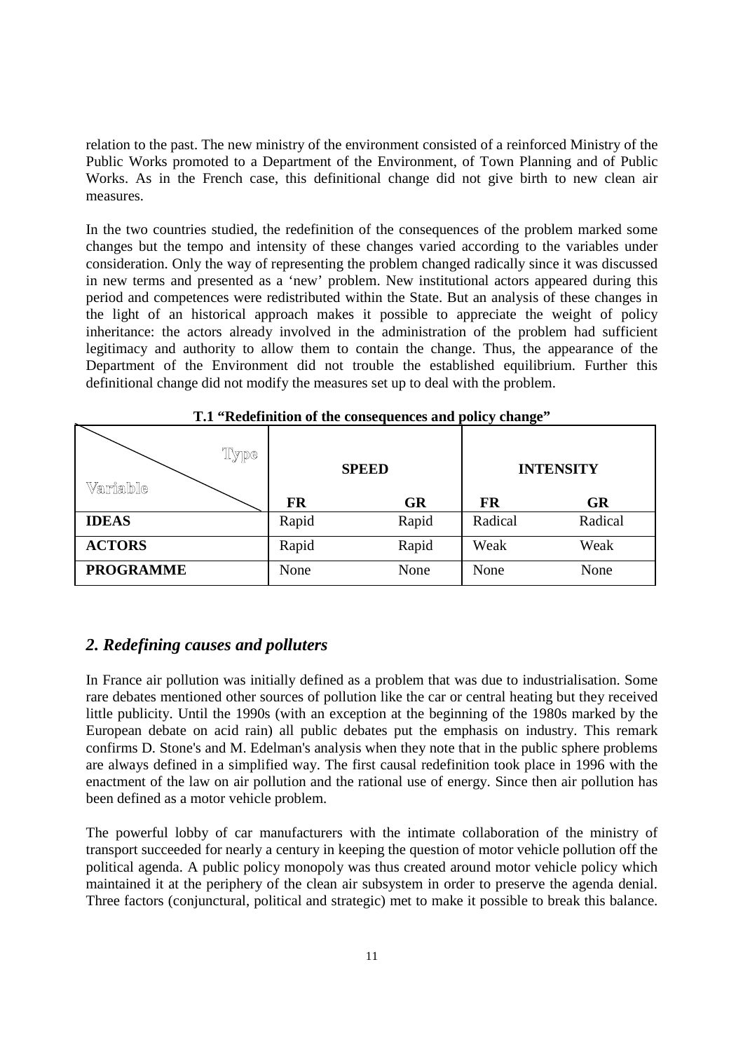relation to the past. The new ministry of the environment consisted of a reinforced Ministry of the Public Works promoted to a Department of the Environment, of Town Planning and of Public Works. As in the French case, this definitional change did not give birth to new clean air measures.

In the two countries studied, the redefinition of the consequences of the problem marked some changes but the tempo and intensity of these changes varied according to the variables under consideration. Only the way of representing the problem changed radically since it was discussed in new terms and presented as a 'new' problem. New institutional actors appeared during this period and competences were redistributed within the State. But an analysis of these changes in the light of an historical approach makes it possible to appreciate the weight of policy inheritance: the actors already involved in the administration of the problem had sufficient legitimacy and authority to allow them to contain the change. Thus, the appearance of the Department of the Environment did not trouble the established equilibrium. Further this definitional change did not modify the measures set up to deal with the problem.

**T.1 "Redefinition of the consequences and policy change"**

| Type / Variable | SPEED | | INTENSITY | |
|---|---|---|---|---|
| | **FR** | **GR** | **FR** | **GR** |
| **IDEAS** | Rapid | Rapid | Radical | Radical |
| **ACTORS** | Rapid | Rapid | Weak | Weak |
| **PROGRAMME** | None | None | None | None |

## *2. Redefining causes and polluters*

In France air pollution was initially defined as a problem that was due to industrialisation. Some rare debates mentioned other sources of pollution like the car or central heating but they received little publicity. Until the 1990s (with an exception at the beginning of the 1980s marked by the European debate on acid rain) all public debates put the emphasis on industry. This remark confirms D. Stone's and M. Edelman's analysis when they note that in the public sphere problems are always defined in a simplified way. The first causal redefinition took place in 1996 with the enactment of the law on air pollution and the rational use of energy. Since then air pollution has been defined as a motor vehicle problem.

The powerful lobby of car manufacturers with the intimate collaboration of the ministry of transport succeeded for nearly a century in keeping the question of motor vehicle pollution off the political agenda. A public policy monopoly was thus created around motor vehicle policy which maintained it at the periphery of the clean air subsystem in order to preserve the agenda denial. Three factors (conjunctural, political and strategic) met to make it possible to break this balance.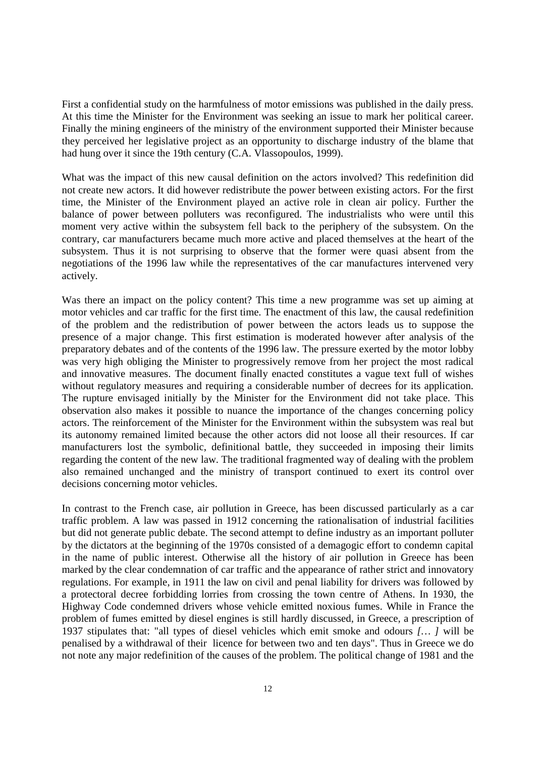First a confidential study on the harmfulness of motor emissions was published in the daily press. At this time the Minister for the Environment was seeking an issue to mark her political career. Finally the mining engineers of the ministry of the environment supported their Minister because they perceived her legislative project as an opportunity to discharge industry of the blame that had hung over it since the 19th century (C.A. Vlassopoulos, 1999).

What was the impact of this new causal definition on the actors involved? This redefinition did not create new actors. It did however redistribute the power between existing actors. For the first time, the Minister of the Environment played an active role in clean air policy. Further the balance of power between polluters was reconfigured. The industrialists who were until this moment very active within the subsystem fell back to the periphery of the subsystem. On the contrary, car manufacturers became much more active and placed themselves at the heart of the subsystem. Thus it is not surprising to observe that the former were quasi absent from the negotiations of the 1996 law while the representatives of the car manufactures intervened very actively.

Was there an impact on the policy content? This time a new programme was set up aiming at motor vehicles and car traffic for the first time. The enactment of this law, the causal redefinition of the problem and the redistribution of power between the actors leads us to suppose the presence of a major change. This first estimation is moderated however after analysis of the preparatory debates and of the contents of the 1996 law. The pressure exerted by the motor lobby was very high obliging the Minister to progressively remove from her project the most radical and innovative measures. The document finally enacted constitutes a vague text full of wishes without regulatory measures and requiring a considerable number of decrees for its application. The rupture envisaged initially by the Minister for the Environment did not take place. This observation also makes it possible to nuance the importance of the changes concerning policy actors. The reinforcement of the Minister for the Environment within the subsystem was real but its autonomy remained limited because the other actors did not loose all their resources. If car manufacturers lost the symbolic, definitional battle, they succeeded in imposing their limits regarding the content of the new law. The traditional fragmented way of dealing with the problem also remained unchanged and the ministry of transport continued to exert its control over decisions concerning motor vehicles.

In contrast to the French case, air pollution in Greece, has been discussed particularly as a car traffic problem. A law was passed in 1912 concerning the rationalisation of industrial facilities but did not generate public debate. The second attempt to define industry as an important polluter by the dictators at the beginning of the 1970s consisted of a demagogic effort to condemn capital in the name of public interest. Otherwise all the history of air pollution in Greece has been marked by the clear condemnation of car traffic and the appearance of rather strict and innovatory regulations. For example, in 1911 the law on civil and penal liability for drivers was followed by a protectoral decree forbidding lorries from crossing the town centre of Athens. In 1930, the Highway Code condemned drivers whose vehicle emitted noxious fumes. While in France the problem of fumes emitted by diesel engines is still hardly discussed, in Greece, a prescription of 1937 stipulates that: "all types of diesel vehicles which emit smoke and odours *[… ]* will be penalised by a withdrawal of their licence for between two and ten days". Thus in Greece we do not note any major redefinition of the causes of the problem. The political change of 1981 and the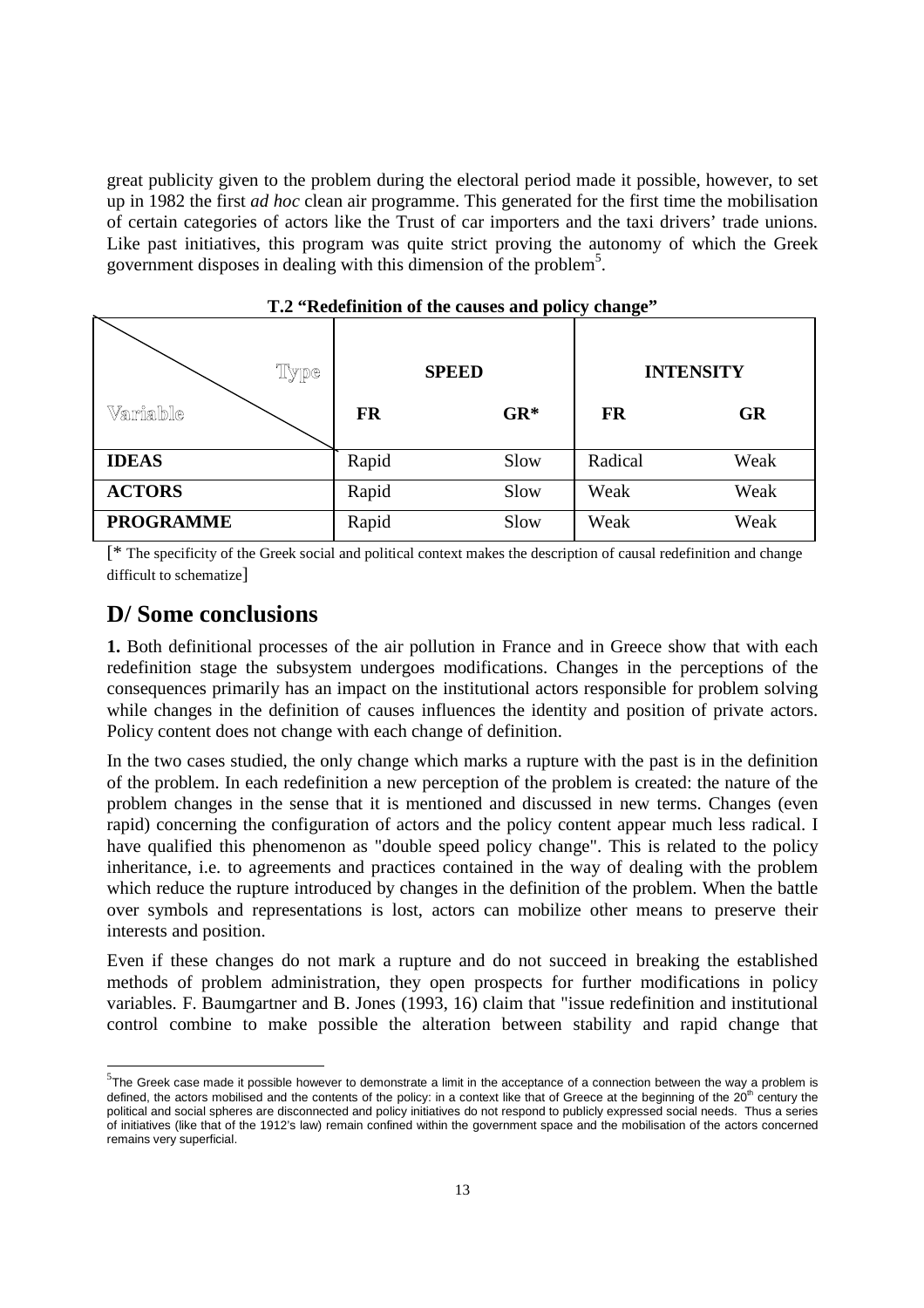great publicity given to the problem during the electoral period made it possible, however, to set up in 1982 the first *ad hoc* clean air programme. This generated for the first time the mobilisation of certain categories of actors like the Trust of car importers and the taxi drivers' trade unions. Like past initiatives, this program was quite strict proving the autonomy of which the Greek government disposes in dealing with this dimension of the problem[5].

**T.2 "Redefinition of the causes and policy change"**

| Type / Variable | SPEED | | INTENSITY | |
|---|---|---|---|---|
| | **FR** | **GR*** | **FR** | **GR** |
| **IDEAS** | Rapid | Slow | Radical | Weak |
| **ACTORS** | Rapid | Slow | Weak | Weak |
| **PROGRAMME** | Rapid | Slow | Weak | Weak |

[* The specificity of the Greek social and political context makes the description of causal redefinition and change difficult to schematize]

## D/ Some conclusions

**1.** Both definitional processes of the air pollution in France and in Greece show that with each redefinition stage the subsystem undergoes modifications. Changes in the perceptions of the consequences primarily has an impact on the institutional actors responsible for problem solving while changes in the definition of causes influences the identity and position of private actors. Policy content does not change with each change of definition.

In the two cases studied, the only change which marks a rupture with the past is in the definition of the problem. In each redefinition a new perception of the problem is created: the nature of the problem changes in the sense that it is mentioned and discussed in new terms. Changes (even rapid) concerning the configuration of actors and the policy content appear much less radical. I have qualified this phenomenon as "double speed policy change". This is related to the policy inheritance, i.e. to agreements and practices contained in the way of dealing with the problem which reduce the rupture introduced by changes in the definition of the problem. When the battle over symbols and representations is lost, actors can mobilize other means to preserve their interests and position.

Even if these changes do not mark a rupture and do not succeed in breaking the established methods of problem administration, they open prospects for further modifications in policy variables. F. Baumgartner and B. Jones (1993, 16) claim that "issue redefinition and institutional control combine to make possible the alteration between stability and rapid change that

---

[5] The Greek case made it possible however to demonstrate a limit in the acceptance of a connection between the way a problem is defined, the actors mobilised and the contents of the policy: in a context like that of Greece at the beginning of the 20th century the political and social spheres are disconnected and policy initiatives do not respond to publicly expressed social needs. Thus a series of initiatives (like that of the 1912's law) remain confined within the government space and the mobilisation of the actors concerned remains very superficial.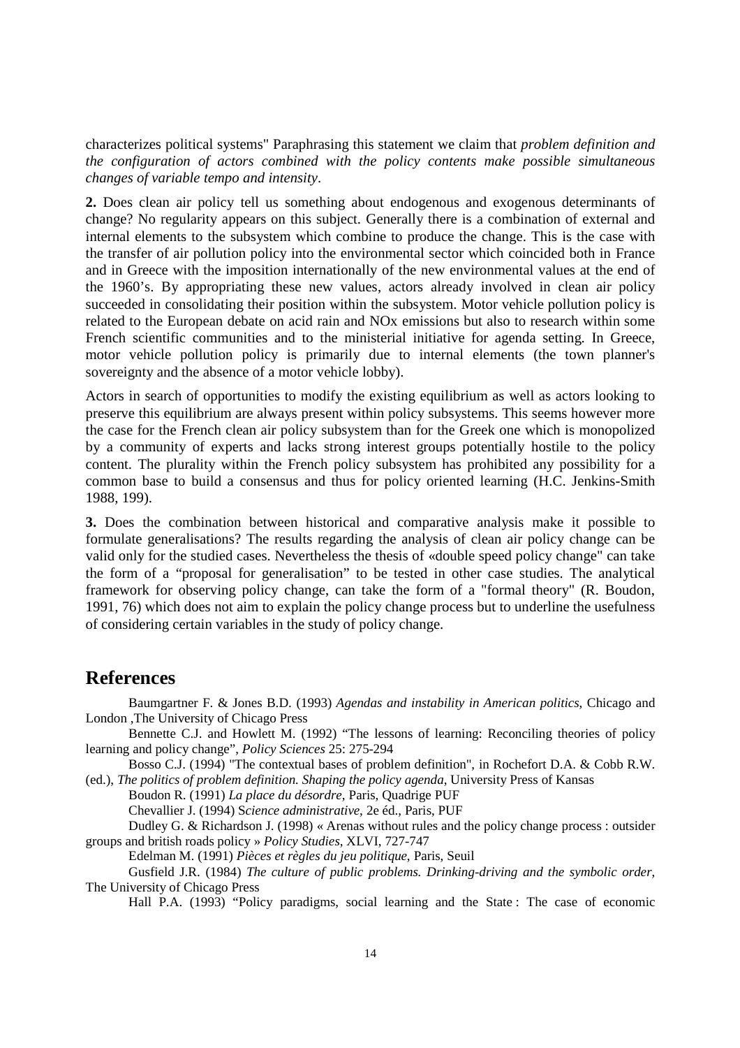characterizes political systems" Paraphrasing this statement we claim that *problem definition and the configuration of actors combined with the policy contents make possible simultaneous changes of variable tempo and intensity*.

**2.** Does clean air policy tell us something about endogenous and exogenous determinants of change? No regularity appears on this subject. Generally there is a combination of external and internal elements to the subsystem which combine to produce the change. This is the case with the transfer of air pollution policy into the environmental sector which coincided both in France and in Greece with the imposition internationally of the new environmental values at the end of the 1960's. By appropriating these new values, actors already involved in clean air policy succeeded in consolidating their position within the subsystem. Motor vehicle pollution policy is related to the European debate on acid rain and NOx emissions but also to research within some French scientific communities and to the ministerial initiative for agenda setting. In Greece, motor vehicle pollution policy is primarily due to internal elements (the town planner's sovereignty and the absence of a motor vehicle lobby).

Actors in search of opportunities to modify the existing equilibrium as well as actors looking to preserve this equilibrium are always present within policy subsystems. This seems however more the case for the French clean air policy subsystem than for the Greek one which is monopolized by a community of experts and lacks strong interest groups potentially hostile to the policy content. The plurality within the French policy subsystem has prohibited any possibility for a common base to build a consensus and thus for policy oriented learning (H.C. Jenkins-Smith 1988, 199).

**3.** Does the combination between historical and comparative analysis make it possible to formulate generalisations? The results regarding the analysis of clean air policy change can be valid only for the studied cases. Nevertheless the thesis of «double speed policy change" can take the form of a "proposal for generalisation" to be tested in other case studies. The analytical framework for observing policy change, can take the form of a "formal theory" (R. Boudon, 1991, 76) which does not aim to explain the policy change process but to underline the usefulness of considering certain variables in the study of policy change.

## References

Baumgartner F. & Jones B.D. (1993) *Agendas and instability in American politics*, Chicago and London ,The University of Chicago Press

Bennette C.J. and Howlett M. (1992) "The lessons of learning: Reconciling theories of policy learning and policy change", *Policy Sciences* 25: 275-294

Bosso C.J. (1994) "The contextual bases of problem definition", in Rochefort D.A. & Cobb R.W. (ed.), *The politics of problem definition. Shaping the policy agenda*, University Press of Kansas

Boudon R. (1991) *La place du désordre*, Paris, Quadrige PUF

Chevallier J. (1994) *Science administrative*, 2e éd., Paris, PUF

Dudley G. & Richardson J. (1998) « Arenas without rules and the policy change process : outsider groups and british roads policy » *Policy Studies*, XLVI, 727-747

Edelman M. (1991) *Pièces et règles du jeu politique*, Paris, Seuil

Gusfield J.R. (1984) *The culture of public problems. Drinking-driving and the symbolic order*, The University of Chicago Press

Hall P.A. (1993) "Policy paradigms, social learning and the State : The case of economic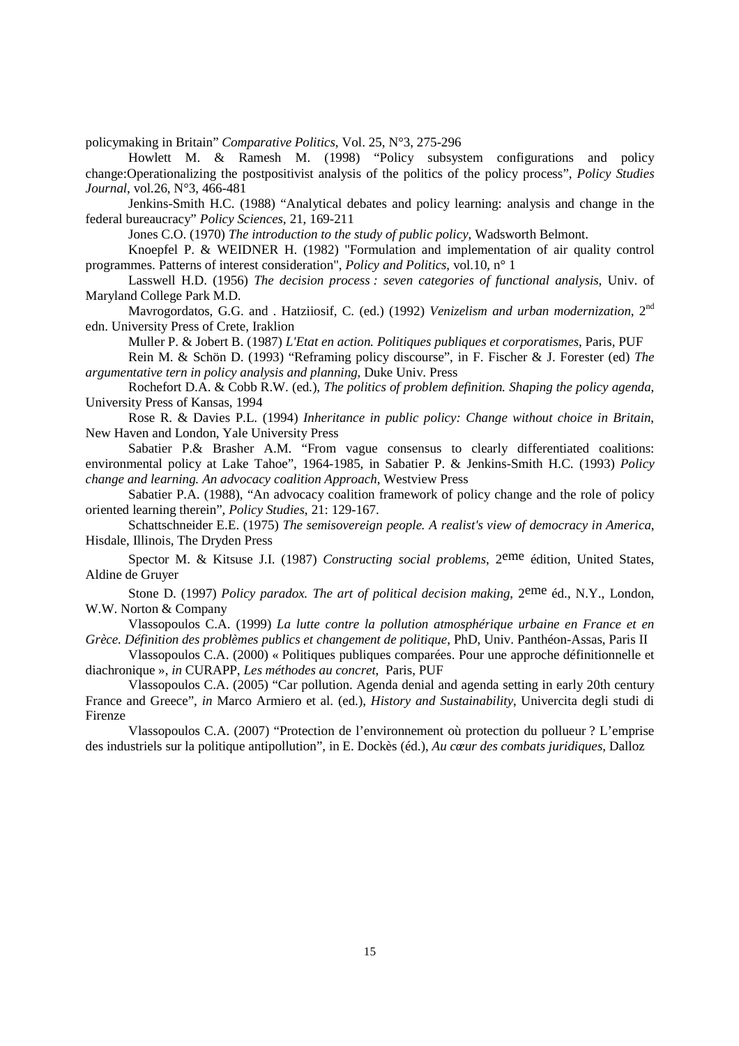policymaking in Britain" *Comparative Politics*, Vol. 25, N°3, 275-296

Howlett M. & Ramesh M. (1998) "Policy subsystem configurations and policy change:Operationalizing the postpositivist analysis of the politics of the policy process", *Policy Studies Journal*, vol.26, N°3, 466-481

Jenkins-Smith H.C. (1988) "Analytical debates and policy learning: analysis and change in the federal bureaucracy" *Policy Sciences*, 21, 169-211

Jones C.O. (1970) *The introduction to the study of public policy*, Wadsworth Belmont.

Knoepfel P. & WEIDNER H. (1982) "Formulation and implementation of air quality control programmes. Patterns of interest consideration", *Policy and Politics*, vol.10, n° 1

Lasswell H.D. (1956) *The decision process : seven categories of functional analysis*, Univ. of Maryland College Park M.D.

Mavrogordatos, G.G. and . Hatziiosif, C. (ed.) (1992) *Venizelism and urban modernization*, 2nd edn. University Press of Crete, Iraklion

Muller P. & Jobert B. (1987) *L'Etat en action. Politiques publiques et corporatismes*, Paris, PUF

Rein M. & Schön D. (1993) "Reframing policy discourse", in F. Fischer & J. Forester (ed) *The argumentative tern in policy analysis and planning*, Duke Univ. Press

Rochefort D.A. & Cobb R.W. (ed.), *The politics of problem definition. Shaping the policy agenda*, University Press of Kansas, 1994

Rose R. & Davies P.L. (1994) *Inheritance in public policy: Change without choice in Britain*, New Haven and London, Yale University Press

Sabatier P.& Brasher A.M. "From vague consensus to clearly differentiated coalitions: environmental policy at Lake Tahoe", 1964-1985, in Sabatier P. & Jenkins-Smith H.C. (1993) *Policy change and learning. An advocacy coalition Approach*, Westview Press

Sabatier P.A. (1988), "An advocacy coalition framework of policy change and the role of policy oriented learning therein", *Policy Studies*, 21: 129-167.

Schattschneider E.E. (1975) *The semisovereign people. A realist's view of democracy in America*, Hisdale, Illinois, The Dryden Press

Spector M. & Kitsuse J.I. (1987) *Constructing social problems*, 2eme édition, United States, Aldine de Gruyer

Stone D. (1997) *Policy paradox. The art of political decision making*, 2eme éd., N.Y., London, W.W. Norton & Company

Vlassopoulos C.A. (1999) *La lutte contre la pollution atmosphérique urbaine en France et en Grèce. Définition des problèmes publics et changement de politique*, PhD, Univ. Panthéon-Assas, Paris II

Vlassopoulos C.A. (2000) « Politiques publiques comparées. Pour une approche définitionnelle et diachronique », *in* CURAPP, *Les méthodes au concret*, Paris, PUF

Vlassopoulos C.A. (2005) "Car pollution. Agenda denial and agenda setting in early 20th century France and Greece", *in* Marco Armiero et al. (ed.), *History and Sustainability*, Univercita degli studi di Firenze

Vlassopoulos C.A. (2007) "Protection de l'environnement où protection du pollueur ? L'emprise des industriels sur la politique antipollution", in E. Dockès (éd.), *Au cœur des combats juridiques*, Dalloz